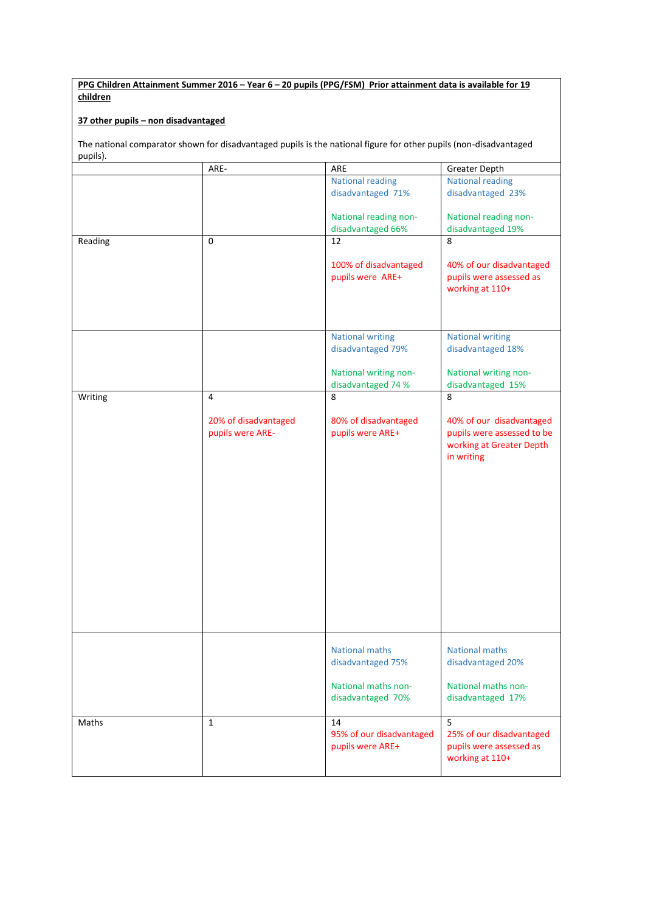**PPG Children Attainment Summer 2016 – Year 6 – 20 pupils (PPG/FSM) Prior attainment data is available for 19 children**

**37 other pupils – non disadvantaged**

The national comparator shown for disadvantaged pupils is the national figure for other pupils (non-disadvantaged pupils).

| | ARE- | ARE | Greater Depth |
|---|---|---|---|
| | | National reading disadvantaged 71%<br><br>National reading non-disadvantaged 66% | National reading disadvantaged 23%<br><br>National reading non-disadvantaged 19% |
| Reading | 0 | 12<br><br>100% of disadvantaged pupils were ARE+ | 8<br><br>40% of our disadvantaged pupils were assessed as working at 110+ |
| | | National writing disadvantaged 79%<br><br>National writing non-disadvantaged 74 % | National writing disadvantaged 18%<br><br>National writing non-disadvantaged 15% |
| Writing | 4<br><br>20% of disadvantaged pupils were ARE- | 8<br><br>80% of disadvantaged pupils were ARE+ | 8<br><br>40% of our disadvantaged pupils were assessed to be working at Greater Depth in writing |
| | | National maths disadvantaged 75%<br><br>National maths non-disadvantaged 70% | National maths disadvantaged 20%<br><br>National maths non-disadvantaged 17% |
| Maths | 1 | 14<br>95% of our disadvantaged pupils were ARE+ | 5<br>25% of our disadvantaged pupils were assessed as working at 110+ |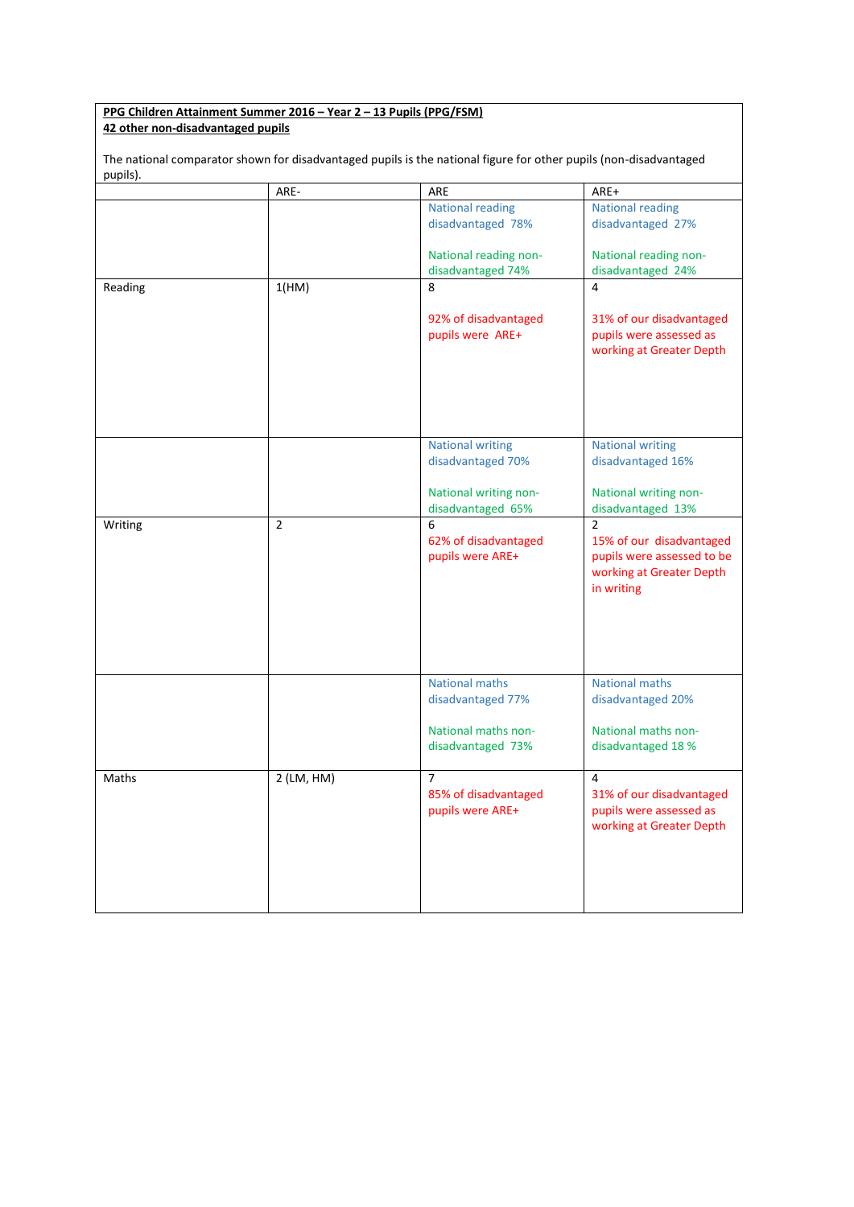**PPG Children Attainment Summer 2016 – Year 2 – 13 Pupils (PPG/FSM)**
**42 other non-disadvantaged pupils**

The national comparator shown for disadvantaged pupils is the national figure for other pupils (non-disadvantaged pupils).

| | ARE- | ARE | ARE+ |
|---|---|---|---|
| | | National reading disadvantaged 78%<br><br>National reading non-disadvantaged 74% | National reading disadvantaged 27%<br><br>National reading non-disadvantaged 24% |
| Reading | 1(HM) | 8<br><br>92% of disadvantaged pupils were ARE+ | 4<br><br>31% of our disadvantaged pupils were assessed as working at Greater Depth |
| | | National writing disadvantaged 70%<br><br>National writing non-disadvantaged 65% | National writing disadvantaged 16%<br><br>National writing non-disadvantaged 13% |
| Writing | 2 | 6<br>62% of disadvantaged pupils were ARE+ | 2<br>15% of our disadvantaged pupils were assessed to be working at Greater Depth in writing |
| | | National maths disadvantaged 77%<br><br>National maths non-disadvantaged 73% | National maths disadvantaged 20%<br><br>National maths non-disadvantaged 18 % |
| Maths | 2 (LM, HM) | 7<br>85% of disadvantaged pupils were ARE+ | 4<br>31% of our disadvantaged pupils were assessed as working at Greater Depth |